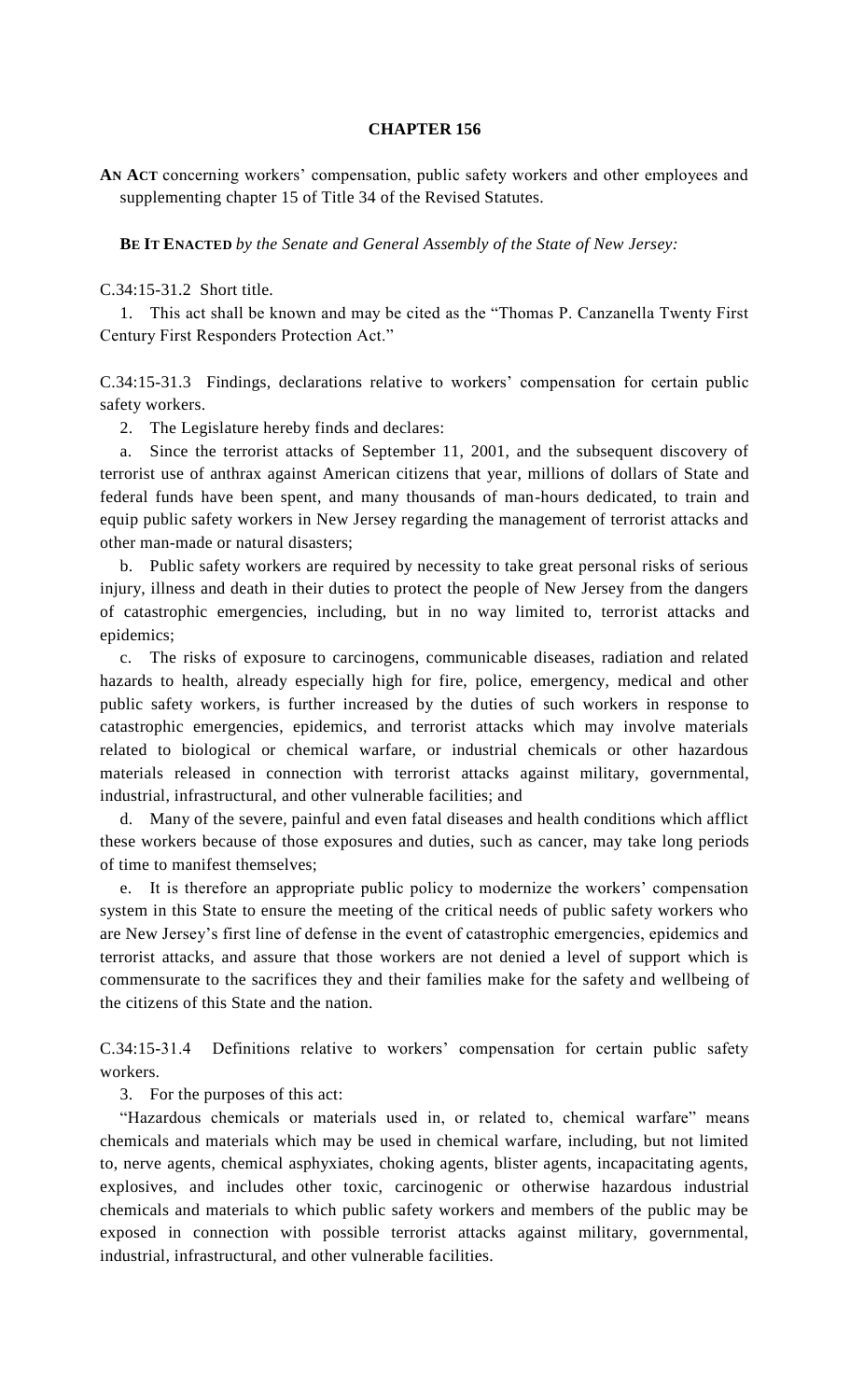# CHAPTER 156

**AN ACT** concerning workers' compensation, public safety workers and other employees and supplementing chapter 15 of Title 34 of the Revised Statutes.

**BE IT ENACTED** *by the Senate and General Assembly of the State of New Jersey:*

C.34:15-31.2 Short title.

1. This act shall be known and may be cited as the "Thomas P. Canzanella Twenty First Century First Responders Protection Act."

C.34:15-31.3 Findings, declarations relative to workers' compensation for certain public safety workers.

2. The Legislature hereby finds and declares:

a. Since the terrorist attacks of September 11, 2001, and the subsequent discovery of terrorist use of anthrax against American citizens that year, millions of dollars of State and federal funds have been spent, and many thousands of man-hours dedicated, to train and equip public safety workers in New Jersey regarding the management of terrorist attacks and other man-made or natural disasters;

b. Public safety workers are required by necessity to take great personal risks of serious injury, illness and death in their duties to protect the people of New Jersey from the dangers of catastrophic emergencies, including, but in no way limited to, terrorist attacks and epidemics;

c. The risks of exposure to carcinogens, communicable diseases, radiation and related hazards to health, already especially high for fire, police, emergency, medical and other public safety workers, is further increased by the duties of such workers in response to catastrophic emergencies, epidemics, and terrorist attacks which may involve materials related to biological or chemical warfare, or industrial chemicals or other hazardous materials released in connection with terrorist attacks against military, governmental, industrial, infrastructural, and other vulnerable facilities; and

d. Many of the severe, painful and even fatal diseases and health conditions which afflict these workers because of those exposures and duties, such as cancer, may take long periods of time to manifest themselves;

e. It is therefore an appropriate public policy to modernize the workers' compensation system in this State to ensure the meeting of the critical needs of public safety workers who are New Jersey's first line of defense in the event of catastrophic emergencies, epidemics and terrorist attacks, and assure that those workers are not denied a level of support which is commensurate to the sacrifices they and their families make for the safety and wellbeing of the citizens of this State and the nation.

C.34:15-31.4 Definitions relative to workers' compensation for certain public safety workers.

3. For the purposes of this act:

"Hazardous chemicals or materials used in, or related to, chemical warfare" means chemicals and materials which may be used in chemical warfare, including, but not limited to, nerve agents, chemical asphyxiates, choking agents, blister agents, incapacitating agents, explosives, and includes other toxic, carcinogenic or otherwise hazardous industrial chemicals and materials to which public safety workers and members of the public may be exposed in connection with possible terrorist attacks against military, governmental, industrial, infrastructural, and other vulnerable facilities.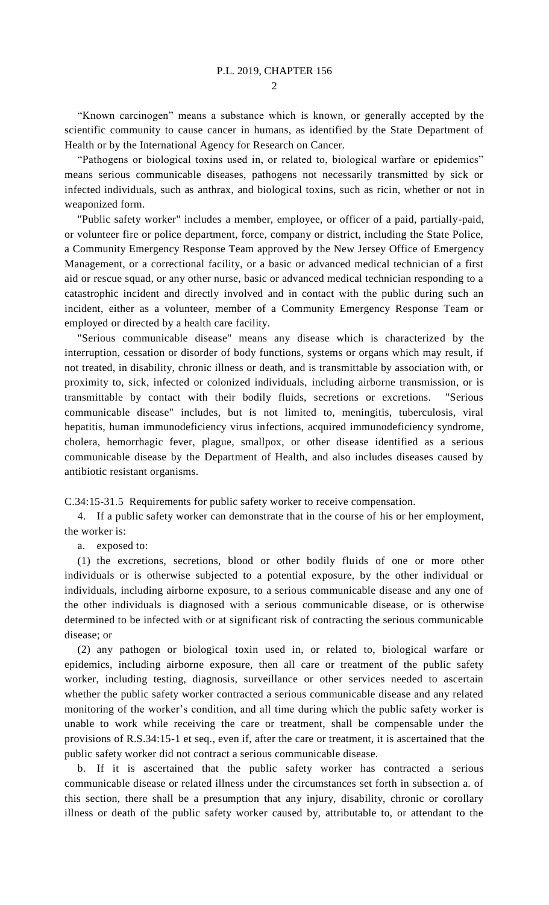"Known carcinogen" means a substance which is known, or generally accepted by the scientific community to cause cancer in humans, as identified by the State Department of Health or by the International Agency for Research on Cancer.

"Pathogens or biological toxins used in, or related to, biological warfare or epidemics" means serious communicable diseases, pathogens not necessarily transmitted by sick or infected individuals, such as anthrax, and biological toxins, such as ricin, whether or not in weaponized form.

"Public safety worker" includes a member, employee, or officer of a paid, partially-paid, or volunteer fire or police department, force, company or district, including the State Police, a Community Emergency Response Team approved by the New Jersey Office of Emergency Management, or a correctional facility, or a basic or advanced medical technician of a first aid or rescue squad, or any other nurse, basic or advanced medical technician responding to a catastrophic incident and directly involved and in contact with the public during such an incident, either as a volunteer, member of a Community Emergency Response Team or employed or directed by a health care facility.

"Serious communicable disease" means any disease which is characterized by the interruption, cessation or disorder of body functions, systems or organs which may result, if not treated, in disability, chronic illness or death, and is transmittable by association with, or proximity to, sick, infected or colonized individuals, including airborne transmission, or is transmittable by contact with their bodily fluids, secretions or excretions. "Serious communicable disease" includes, but is not limited to, meningitis, tuberculosis, viral hepatitis, human immunodeficiency virus infections, acquired immunodeficiency syndrome, cholera, hemorrhagic fever, plague, smallpox, or other disease identified as a serious communicable disease by the Department of Health, and also includes diseases caused by antibiotic resistant organisms.

C.34:15-31.5 Requirements for public safety worker to receive compensation.

4. If a public safety worker can demonstrate that in the course of his or her employment, the worker is:

a. exposed to:

(1) the excretions, secretions, blood or other bodily fluids of one or more other individuals or is otherwise subjected to a potential exposure, by the other individual or individuals, including airborne exposure, to a serious communicable disease and any one of the other individuals is diagnosed with a serious communicable disease, or is otherwise determined to be infected with or at significant risk of contracting the serious communicable disease; or

(2) any pathogen or biological toxin used in, or related to, biological warfare or epidemics, including airborne exposure, then all care or treatment of the public safety worker, including testing, diagnosis, surveillance or other services needed to ascertain whether the public safety worker contracted a serious communicable disease and any related monitoring of the worker's condition, and all time during which the public safety worker is unable to work while receiving the care or treatment, shall be compensable under the provisions of R.S.34:15-1 et seq., even if, after the care or treatment, it is ascertained that the public safety worker did not contract a serious communicable disease.

b. If it is ascertained that the public safety worker has contracted a serious communicable disease or related illness under the circumstances set forth in subsection a. of this section, there shall be a presumption that any injury, disability, chronic or corollary illness or death of the public safety worker caused by, attributable to, or attendant to the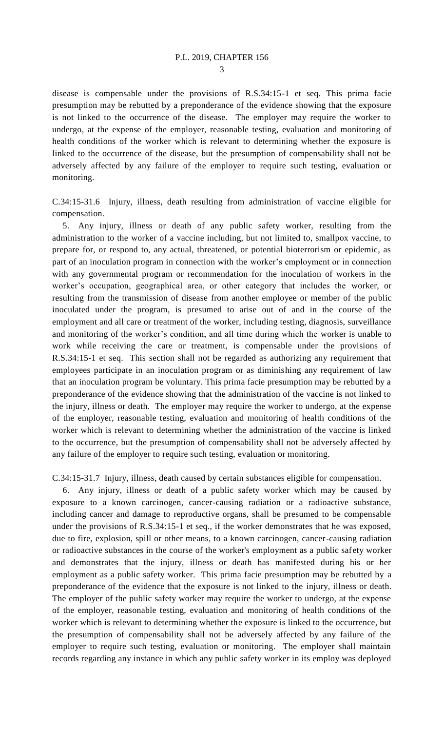disease is compensable under the provisions of R.S.34:15-1 et seq. This prima facie presumption may be rebutted by a preponderance of the evidence showing that the exposure is not linked to the occurrence of the disease. The employer may require the worker to undergo, at the expense of the employer, reasonable testing, evaluation and monitoring of health conditions of the worker which is relevant to determining whether the exposure is linked to the occurrence of the disease, but the presumption of compensability shall not be adversely affected by any failure of the employer to require such testing, evaluation or monitoring.

C.34:15-31.6 Injury, illness, death resulting from administration of vaccine eligible for compensation.

5. Any injury, illness or death of any public safety worker, resulting from the administration to the worker of a vaccine including, but not limited to, smallpox vaccine, to prepare for, or respond to, any actual, threatened, or potential bioterrorism or epidemic, as part of an inoculation program in connection with the worker's employment or in connection with any governmental program or recommendation for the inoculation of workers in the worker's occupation, geographical area, or other category that includes the worker, or resulting from the transmission of disease from another employee or member of the public inoculated under the program, is presumed to arise out of and in the course of the employment and all care or treatment of the worker, including testing, diagnosis, surveillance and monitoring of the worker's condition, and all time during which the worker is unable to work while receiving the care or treatment, is compensable under the provisions of R.S.34:15-1 et seq. This section shall not be regarded as authorizing any requirement that employees participate in an inoculation program or as diminishing any requirement of law that an inoculation program be voluntary. This prima facie presumption may be rebutted by a preponderance of the evidence showing that the administration of the vaccine is not linked to the injury, illness or death. The employer may require the worker to undergo, at the expense of the employer, reasonable testing, evaluation and monitoring of health conditions of the worker which is relevant to determining whether the administration of the vaccine is linked to the occurrence, but the presumption of compensability shall not be adversely affected by any failure of the employer to require such testing, evaluation or monitoring.

C.34:15-31.7 Injury, illness, death caused by certain substances eligible for compensation.

6. Any injury, illness or death of a public safety worker which may be caused by exposure to a known carcinogen, cancer-causing radiation or a radioactive substance, including cancer and damage to reproductive organs, shall be presumed to be compensable under the provisions of R.S.34:15-1 et seq., if the worker demonstrates that he was exposed, due to fire, explosion, spill or other means, to a known carcinogen, cancer-causing radiation or radioactive substances in the course of the worker's employment as a public safety worker and demonstrates that the injury, illness or death has manifested during his or her employment as a public safety worker. This prima facie presumption may be rebutted by a preponderance of the evidence that the exposure is not linked to the injury, illness or death. The employer of the public safety worker may require the worker to undergo, at the expense of the employer, reasonable testing, evaluation and monitoring of health conditions of the worker which is relevant to determining whether the exposure is linked to the occurrence, but the presumption of compensability shall not be adversely affected by any failure of the employer to require such testing, evaluation or monitoring. The employer shall maintain records regarding any instance in which any public safety worker in its employ was deployed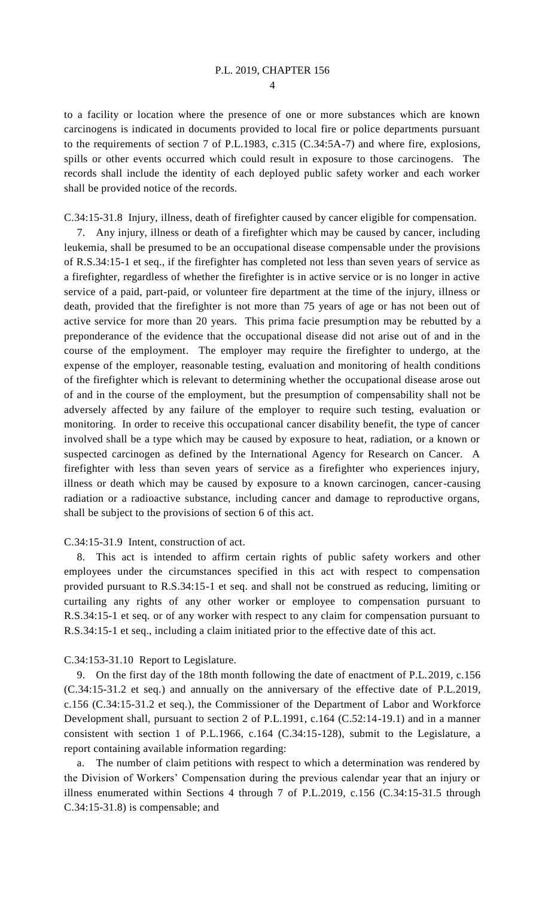to a facility or location where the presence of one or more substances which are known carcinogens is indicated in documents provided to local fire or police departments pursuant to the requirements of section 7 of P.L.1983, c.315 (C.34:5A-7) and where fire, explosions, spills or other events occurred which could result in exposure to those carcinogens. The records shall include the identity of each deployed public safety worker and each worker shall be provided notice of the records.

C.34:15-31.8 Injury, illness, death of firefighter caused by cancer eligible for compensation.

7. Any injury, illness or death of a firefighter which may be caused by cancer, including leukemia, shall be presumed to be an occupational disease compensable under the provisions of R.S.34:15-1 et seq., if the firefighter has completed not less than seven years of service as a firefighter, regardless of whether the firefighter is in active service or is no longer in active service of a paid, part-paid, or volunteer fire department at the time of the injury, illness or death, provided that the firefighter is not more than 75 years of age or has not been out of active service for more than 20 years. This prima facie presumption may be rebutted by a preponderance of the evidence that the occupational disease did not arise out of and in the course of the employment. The employer may require the firefighter to undergo, at the expense of the employer, reasonable testing, evaluation and monitoring of health conditions of the firefighter which is relevant to determining whether the occupational disease arose out of and in the course of the employment, but the presumption of compensability shall not be adversely affected by any failure of the employer to require such testing, evaluation or monitoring. In order to receive this occupational cancer disability benefit, the type of cancer involved shall be a type which may be caused by exposure to heat, radiation, or a known or suspected carcinogen as defined by the International Agency for Research on Cancer. A firefighter with less than seven years of service as a firefighter who experiences injury, illness or death which may be caused by exposure to a known carcinogen, cancer-causing radiation or a radioactive substance, including cancer and damage to reproductive organs, shall be subject to the provisions of section 6 of this act.

C.34:15-31.9 Intent, construction of act.

8. This act is intended to affirm certain rights of public safety workers and other employees under the circumstances specified in this act with respect to compensation provided pursuant to R.S.34:15-1 et seq. and shall not be construed as reducing, limiting or curtailing any rights of any other worker or employee to compensation pursuant to R.S.34:15-1 et seq. or of any worker with respect to any claim for compensation pursuant to R.S.34:15-1 et seq., including a claim initiated prior to the effective date of this act.

C.34:153-31.10 Report to Legislature.

9. On the first day of the 18th month following the date of enactment of P.L.2019, c.156 (C.34:15-31.2 et seq.) and annually on the anniversary of the effective date of P.L.2019, c.156 (C.34:15-31.2 et seq.), the Commissioner of the Department of Labor and Workforce Development shall, pursuant to section 2 of P.L.1991, c.164 (C.52:14-19.1) and in a manner consistent with section 1 of P.L.1966, c.164 (C.34:15-128), submit to the Legislature, a report containing available information regarding:

a. The number of claim petitions with respect to which a determination was rendered by the Division of Workers' Compensation during the previous calendar year that an injury or illness enumerated within Sections 4 through 7 of P.L.2019, c.156 (C.34:15-31.5 through C.34:15-31.8) is compensable; and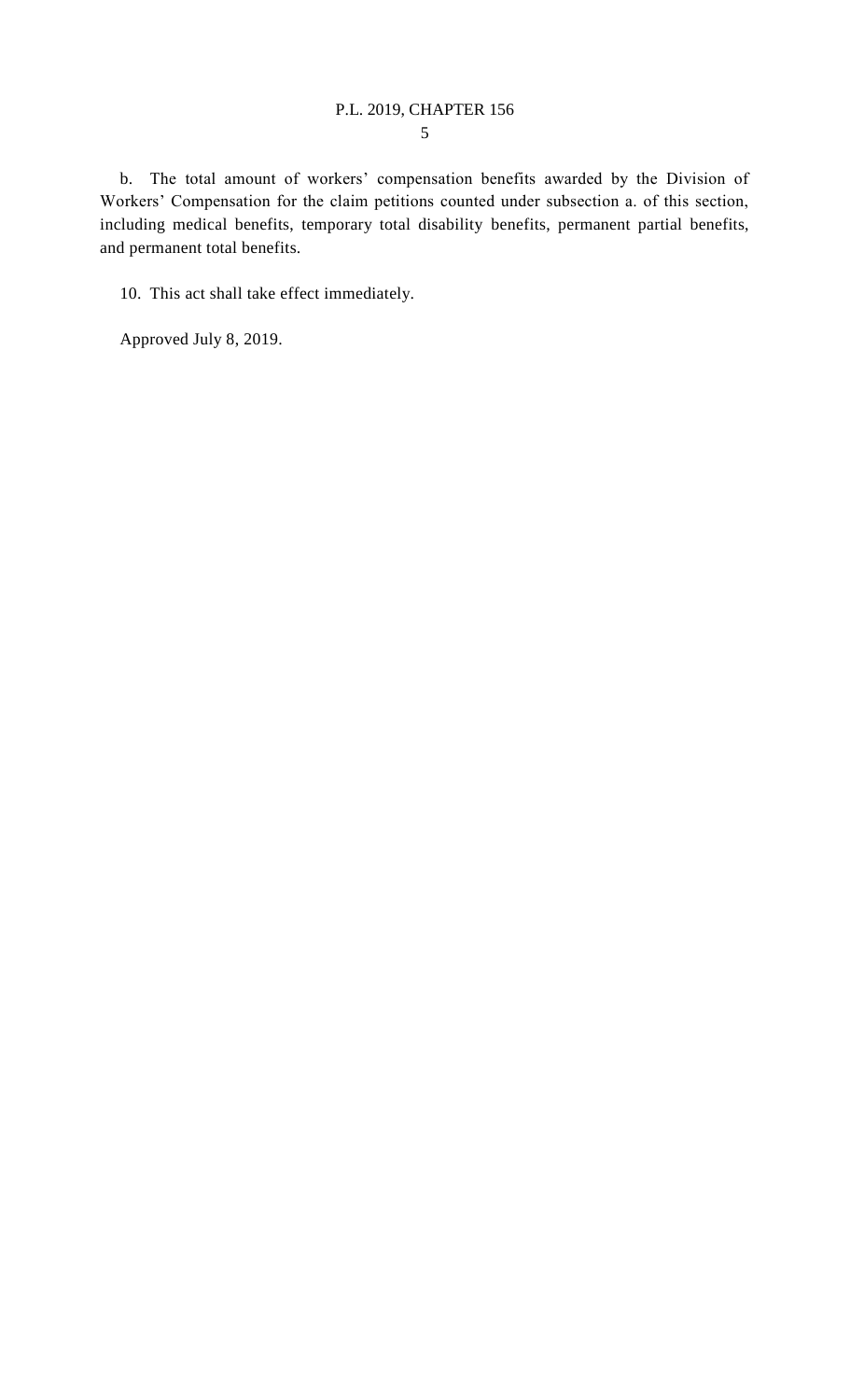b. The total amount of workers' compensation benefits awarded by the Division of Workers' Compensation for the claim petitions counted under subsection a. of this section, including medical benefits, temporary total disability benefits, permanent partial benefits, and permanent total benefits.

10. This act shall take effect immediately.

Approved July 8, 2019.